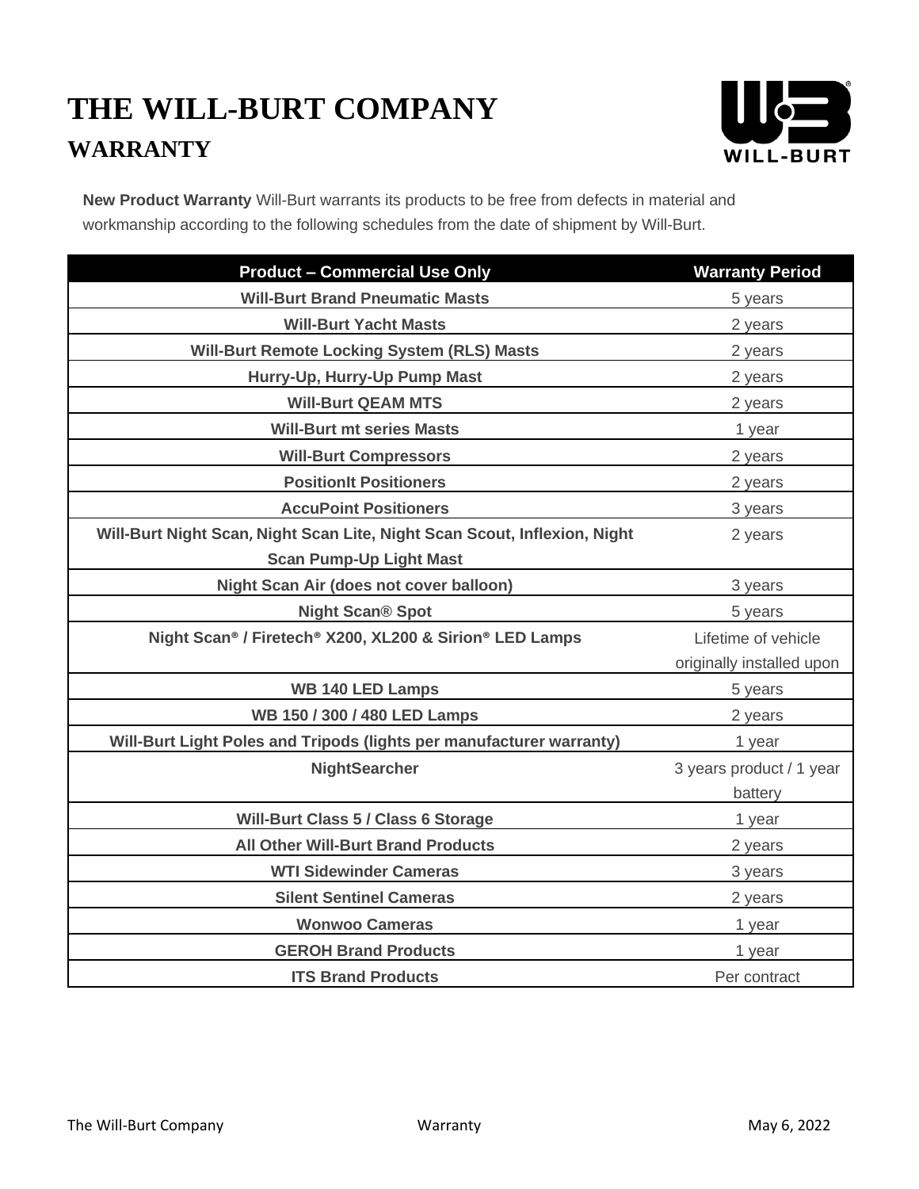# THE WILL-BURT COMPANY

## WARRANTY

**New Product Warranty** Will-Burt warrants its products to be free from defects in material and workmanship according to the following schedules from the date of shipment by Will-Burt.

| Product – Commercial Use Only | Warranty Period |
|---|---|
| **Will-Burt Brand Pneumatic Masts** | 5 years |
| **Will-Burt Yacht Masts** | 2 years |
| **Will-Burt Remote Locking System (RLS) Masts** | 2 years |
| **Hurry-Up, Hurry-Up Pump Mast** | 2 years |
| **Will-Burt QEAM MTS** | 2 years |
| **Will-Burt mt series Masts** | 1 year |
| **Will-Burt Compressors** | 2 years |
| **PositionIt Positioners** | 2 years |
| **AccuPoint Positioners** | 3 years |
| **Will-Burt Night Scan, Night Scan Lite, Night Scan Scout, Inflexion, Night Scan Pump-Up Light Mast** | 2 years |
| **Night Scan Air (does not cover balloon)** | 3 years |
| **Night Scan® Spot** | 5 years |
| **Night Scan® / Firetech® X200, XL200 & Sirion® LED Lamps** | Lifetime of vehicle originally installed upon |
| **WB 140 LED Lamps** | 5 years |
| **WB 150 / 300 / 480 LED Lamps** | 2 years |
| **Will-Burt Light Poles and Tripods (lights per manufacturer warranty)** | 1 year |
| **NightSearcher** | 3 years product / 1 year battery |
| **Will-Burt Class 5 / Class 6 Storage** | 1 year |
| **All Other Will-Burt Brand Products** | 2 years |
| **WTI Sidewinder Cameras** | 3 years |
| **Silent Sentinel Cameras** | 2 years |
| **Wonwoo Cameras** | 1 year |
| **GEROH Brand Products** | 1 year |
| **ITS Brand Products** | Per contract |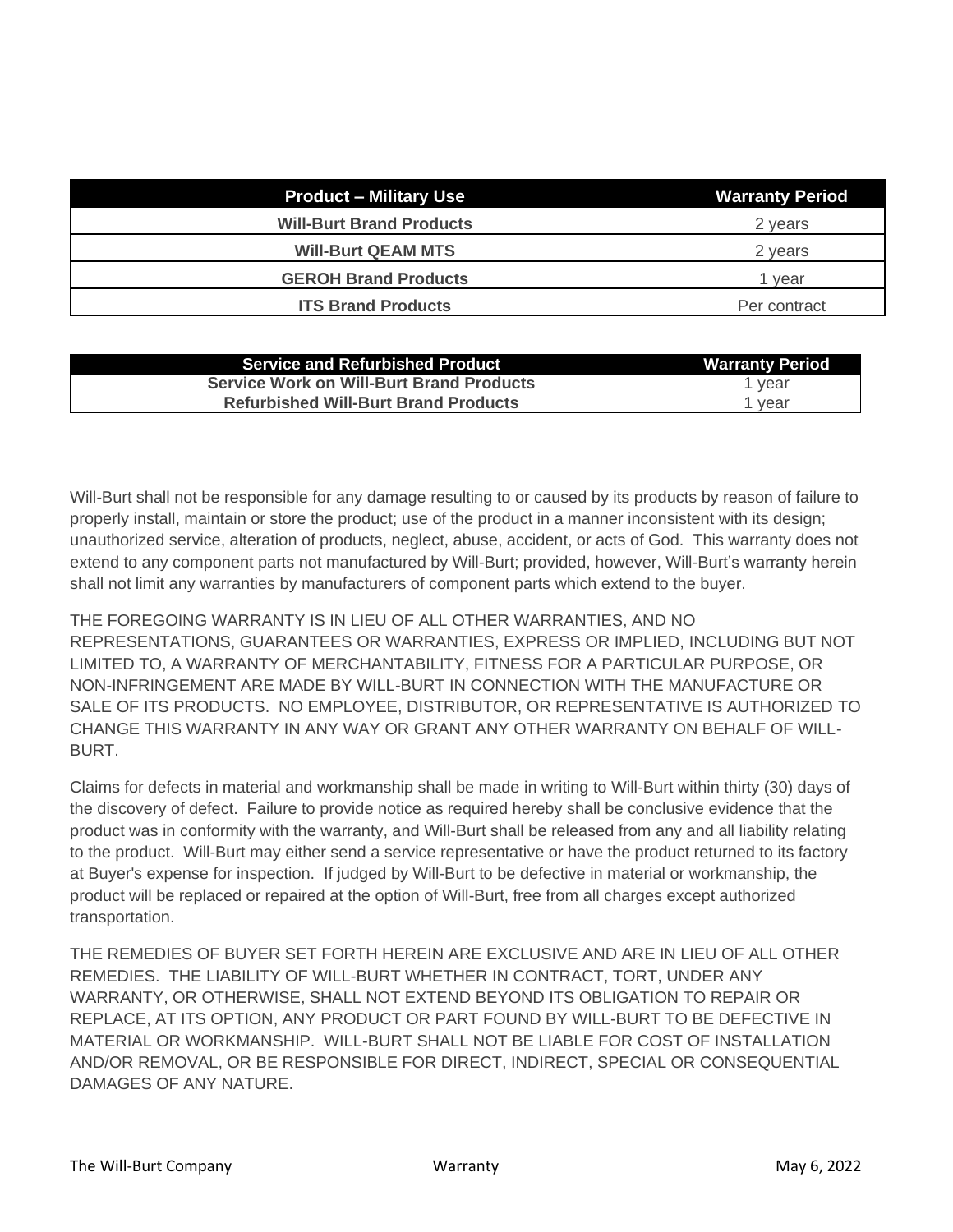| Product – Military Use | Warranty Period |
| --- | --- |
| Will-Burt Brand Products | 2 years |
| Will-Burt QEAM MTS | 2 years |
| GEROH Brand Products | 1 year |
| ITS Brand Products | Per contract |

| Service and Refurbished Product | Warranty Period |
| --- | --- |
| Service Work on Will-Burt Brand Products | 1 year |
| Refurbished Will-Burt Brand Products | 1 year |

Will-Burt shall not be responsible for any damage resulting to or caused by its products by reason of failure to properly install, maintain or store the product; use of the product in a manner inconsistent with its design; unauthorized service, alteration of products, neglect, abuse, accident, or acts of God. This warranty does not extend to any component parts not manufactured by Will-Burt; provided, however, Will-Burt's warranty herein shall not limit any warranties by manufacturers of component parts which extend to the buyer.

THE FOREGOING WARRANTY IS IN LIEU OF ALL OTHER WARRANTIES, AND NO REPRESENTATIONS, GUARANTEES OR WARRANTIES, EXPRESS OR IMPLIED, INCLUDING BUT NOT LIMITED TO, A WARRANTY OF MERCHANTABILITY, FITNESS FOR A PARTICULAR PURPOSE, OR NON-INFRINGEMENT ARE MADE BY WILL-BURT IN CONNECTION WITH THE MANUFACTURE OR SALE OF ITS PRODUCTS. NO EMPLOYEE, DISTRIBUTOR, OR REPRESENTATIVE IS AUTHORIZED TO CHANGE THIS WARRANTY IN ANY WAY OR GRANT ANY OTHER WARRANTY ON BEHALF OF WILL-BURT.

Claims for defects in material and workmanship shall be made in writing to Will-Burt within thirty (30) days of the discovery of defect. Failure to provide notice as required hereby shall be conclusive evidence that the product was in conformity with the warranty, and Will-Burt shall be released from any and all liability relating to the product. Will-Burt may either send a service representative or have the product returned to its factory at Buyer's expense for inspection. If judged by Will-Burt to be defective in material or workmanship, the product will be replaced or repaired at the option of Will-Burt, free from all charges except authorized transportation.

THE REMEDIES OF BUYER SET FORTH HEREIN ARE EXCLUSIVE AND ARE IN LIEU OF ALL OTHER REMEDIES. THE LIABILITY OF WILL-BURT WHETHER IN CONTRACT, TORT, UNDER ANY WARRANTY, OR OTHERWISE, SHALL NOT EXTEND BEYOND ITS OBLIGATION TO REPAIR OR REPLACE, AT ITS OPTION, ANY PRODUCT OR PART FOUND BY WILL-BURT TO BE DEFECTIVE IN MATERIAL OR WORKMANSHIP. WILL-BURT SHALL NOT BE LIABLE FOR COST OF INSTALLATION AND/OR REMOVAL, OR BE RESPONSIBLE FOR DIRECT, INDIRECT, SPECIAL OR CONSEQUENTIAL DAMAGES OF ANY NATURE.